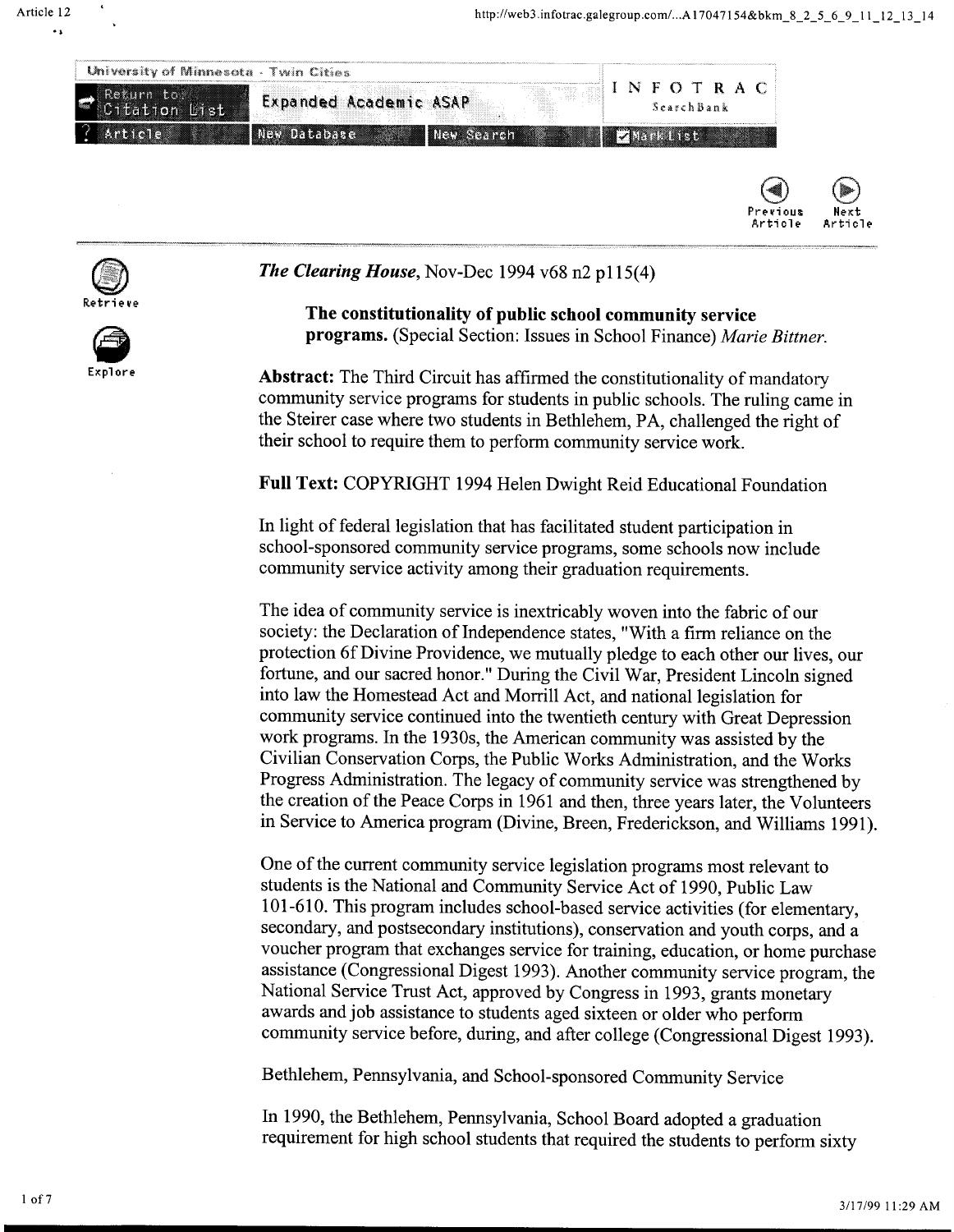*The Clearing House*, Nov-Dec 1994 v68 n2 p115(4)

**The constitutionality of public school community service programs.** (Special Section: Issues in School Finance) *Marie Bittner.*

**Abstract:** The Third Circuit has affirmed the constitutionality of mandatory community service programs for students in public schools. The ruling came in the Steirer case where two students in Bethlehem, PA, challenged the right of their school to require them to perform community service work.

**Full Text:** COPYRIGHT 1994 Helen Dwight Reid Educational Foundation

In light of federal legislation that has facilitated student participation in school-sponsored community service programs, some schools now include community service activity among their graduation requirements.

The idea of community service is inextricably woven into the fabric of our society: the Declaration of Independence states, "With a firm reliance on the protection 6f Divine Providence, we mutually pledge to each other our lives, our fortune, and our sacred honor." During the Civil War, President Lincoln signed into law the Homestead Act and Morrill Act, and national legislation for community service continued into the twentieth century with Great Depression work programs. In the 1930s, the American community was assisted by the Civilian Conservation Corps, the Public Works Administration, and the Works Progress Administration. The legacy of community service was strengthened by the creation of the Peace Corps in 1961 and then, three years later, the Volunteers in Service to America program (Divine, Breen, Frederickson, and Williams 1991).

One of the current community service legislation programs most relevant to students is the National and Community Service Act of 1990, Public Law 101-610. This program includes school-based service activities (for elementary, secondary, and postsecondary institutions), conservation and youth corps, and a voucher program that exchanges service for training, education, or home purchase assistance (Congressional Digest 1993). Another community service program, the National Service Trust Act, approved by Congress in 1993, grants monetary awards and job assistance to students aged sixteen or older who perform community service before, during, and after college (Congressional Digest 1993).

Bethlehem, Pennsylvania, and School-sponsored Community Service

In 1990, the Bethlehem, Pennsylvania, School Board adopted a graduation requirement for high school students that required the students to perform sixty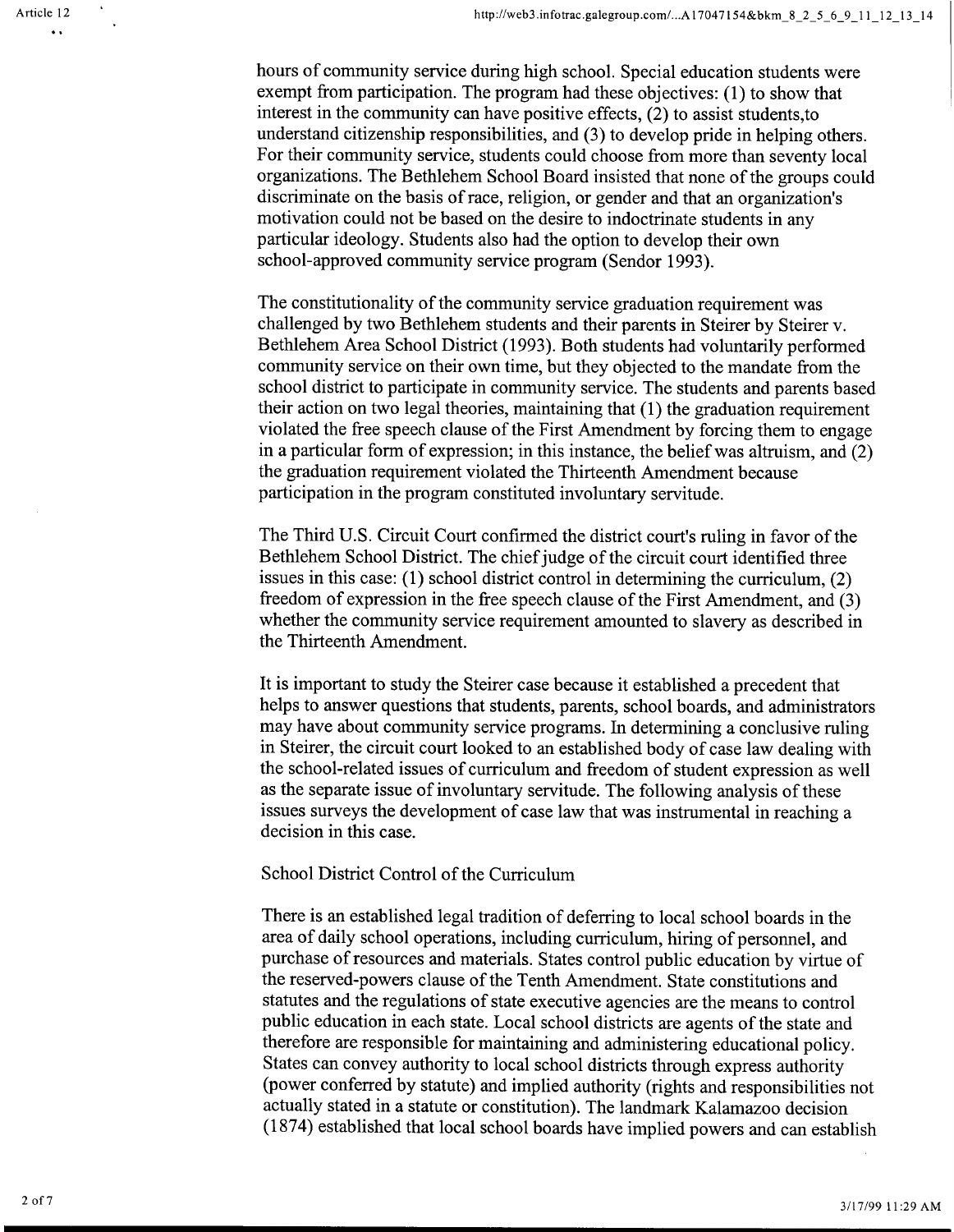hours of community service during high school. Special education students were exempt from participation. The program had these objectives: (1) to show that interest in the community can have positive effects, (2) to assist students,to understand citizenship responsibilities, and (3) to develop pride in helping others. For their community service, students could choose from more than seventy local organizations. The Bethlehem School Board insisted that none of the groups could discriminate on the basis of race, religion, or gender and that an organization's motivation could not be based on the desire to indoctrinate students in any particular ideology. Students also had the option to develop their own school-approved community service program (Sendor 1993).

The constitutionality of the community service graduation requirement was challenged by two Bethlehem students and their parents in Steirer by Steirer v. Bethlehem Area School District (1993). Both students had voluntarily performed community service on their own time, but they objected to the mandate from the school district to participate in community service. The students and parents based their action on two legal theories, maintaining that (1) the graduation requirement violated the free speech clause of the First Amendment by forcing them to engage in a particular form of expression; in this instance, the belief was altruism, and (2) the graduation requirement violated the Thirteenth Amendment because participation in the program constituted involuntary servitude.

The Third U.S. Circuit Court confirmed the district court's ruling in favor of the Bethlehem School District. The chief judge of the circuit court identified three issues in this case: (1) school district control in determining the curriculum, (2) freedom of expression in the free speech clause of the First Amendment, and (3) whether the community service requirement amounted to slavery as described in the Thirteenth Amendment.

It is important to study the Steirer case because it established a precedent that helps to answer questions that students, parents, school boards, and administrators may have about community service programs. In determining a conclusive ruling in Steirer, the circuit court looked to an established body of case law dealing with the school-related issues of curriculum and freedom of student expression as well as the separate issue of involuntary servitude. The following analysis of these issues surveys the development of case law that was instrumental in reaching a decision in this case.

## School District Control of the Curriculum

There is an established legal tradition of deferring to local school boards in the area of daily school operations, including curriculum, hiring of personnel, and purchase of resources and materials. States control public education by virtue of the reserved-powers clause of the Tenth Amendment. State constitutions and statutes and the regulations of state executive agencies are the means to control public education in each state. Local school districts are agents of the state and therefore are responsible for maintaining and administering educational policy. States can convey authority to local school districts through express authority (power conferred by statute) and implied authority (rights and responsibilities not actually stated in a statute or constitution). The landmark Kalamazoo decision (1874) established that local school boards have implied powers and can establish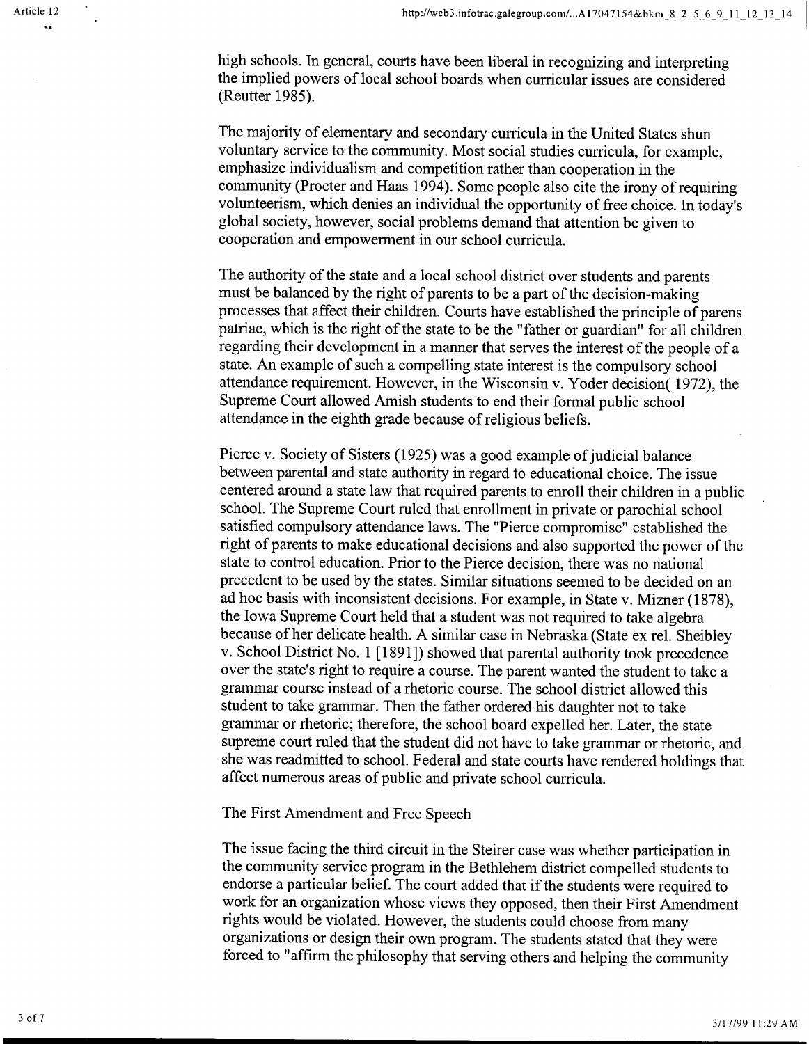high schools. In general, courts have been liberal in recognizing and interpreting the implied powers of local school boards when curricular issues are considered (Reutter 1985).

The majority of elementary and secondary curricula in the United States shun voluntary service to the community. Most social studies curricula, for example, emphasize individualism and competition rather than cooperation in the community (Procter and Haas 1994). Some people also cite the irony of requiring volunteerism, which denies an individual the opportunity of free choice. In today's global society, however, social problems demand that attention be given to cooperation and empowerment in our school curricula.

The authority of the state and a local school district over students and parents must be balanced by the right of parents to be a part of the decision-making processes that affect their children. Courts have established the principle of parens patriae, which is the right of the state to be the "father or guardian" for all children regarding their development in a manner that serves the interest of the people of a state. An example of such a compelling state interest is the compulsory school attendance requirement. However, in the Wisconsin v. Yoder decision( 1972), the Supreme Court allowed Amish students to end their formal public school attendance in the eighth grade because of religious beliefs.

Pierce v. Society of Sisters (1925) was a good example of judicial balance between parental and state authority in regard to educational choice. The issue centered around a state law that required parents to enroll their children in a public school. The Supreme Court ruled that enrollment in private or parochial school satisfied compulsory attendance laws. The "Pierce compromise" established the right of parents to make educational decisions and also supported the power of the state to control education. Prior to the Pierce decision, there was no national precedent to be used by the states. Similar situations seemed to be decided on an ad hoc basis with inconsistent decisions. For example, in State v. Mizner (1878), the Iowa Supreme Court held that a student was not required to take algebra because of her delicate health. A similar case in Nebraska (State ex rel. Sheibley v. School District No. 1 [1891]) showed that parental authority took precedence over the state's right to require a course. The parent wanted the student to take a grammar course instead of a rhetoric course. The school district allowed this student to take grammar. Then the father ordered his daughter not to take grammar or rhetoric; therefore, the school board expelled her. Later, the state supreme court ruled that the student did not have to take grammar or rhetoric, and she was readmitted to school. Federal and state courts have rendered holdings that affect numerous areas of public and private school curricula.

## The First Amendment and Free Speech

The issue facing the third circuit in the Steirer case was whether participation in the community service program in the Bethlehem district compelled students to endorse a particular belief. The court added that if the students were required to work for an organization whose views they opposed, then their First Amendment rights would be violated. However, the students could choose from many organizations or design their own program. The students stated that they were forced to "affirm the philosophy that serving others and helping the community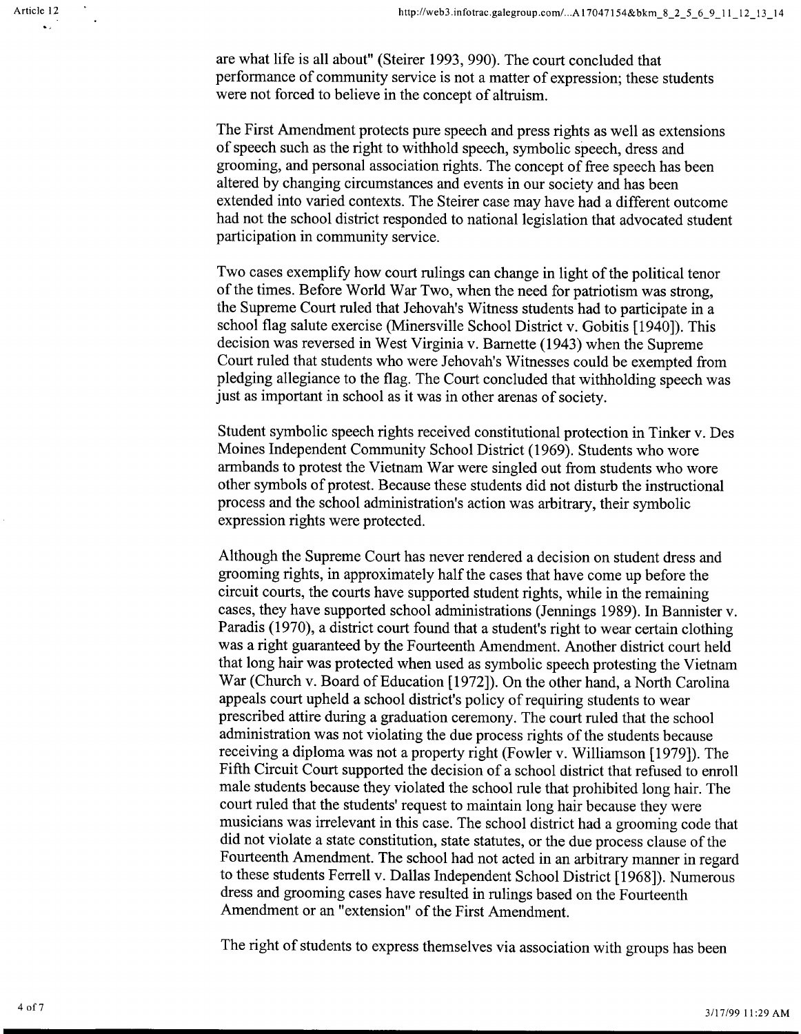are what life is all about" (Steirer 1993, 990). The court concluded that performance of community service is not a matter of expression; these students were not forced to believe in the concept of altruism.

The First Amendment protects pure speech and press rights as well as extensions of speech such as the right to withhold speech, symbolic speech, dress and grooming, and personal association rights. The concept of free speech has been altered by changing circumstances and events in our society and has been extended into varied contexts. The Steirer case may have had a different outcome had not the school district responded to national legislation that advocated student participation in community service.

Two cases exemplify how court rulings can change in light of the political tenor of the times. Before World War Two, when the need for patriotism was strong, the Supreme Court ruled that Jehovah's Witness students had to participate in a school flag salute exercise (Minersville School District v. Gobitis [1940]). This decision was reversed in West Virginia v. Barnette (1943) when the Supreme Court ruled that students who were Jehovah's Witnesses could be exempted from pledging allegiance to the flag. The Court concluded that withholding speech was just as important in school as it was in other arenas of society.

Student symbolic speech rights received constitutional protection in Tinker v. Des Moines Independent Community School District (1969). Students who wore armbands to protest the Vietnam War were singled out from students who wore other symbols of protest. Because these students did not disturb the instructional process and the school administration's action was arbitrary, their symbolic expression rights were protected.

Although the Supreme Court has never rendered a decision on student dress and grooming rights, in approximately half the cases that have come up before the circuit courts, the courts have supported student rights, while in the remaining cases, they have supported school administrations (Jennings 1989). In Bannister v. Paradis (1970), a district court found that a student's right to wear certain clothing was a right guaranteed by the Fourteenth Amendment. Another district court held that long hair was protected when used as symbolic speech protesting the Vietnam War (Church v. Board of Education [1972]). On the other hand, a North Carolina appeals court upheld a school district's policy of requiring students to wear prescribed attire during a graduation ceremony. The court ruled that the school administration was not violating the due process rights of the students because receiving a diploma was not a property right (Fowler v. Williamson [1979]). The Fifth Circuit Court supported the decision of a school district that refused to enroll male students because they violated the school rule that prohibited long hair. The court ruled that the students' request to maintain long hair because they were musicians was irrelevant in this case. The school district had a grooming code that did not violate a state constitution, state statutes, or the due process clause of the Fourteenth Amendment. The school had not acted in an arbitrary manner in regard to these students Ferrell v. Dallas Independent School District [1968]). Numerous dress and grooming cases have resulted in rulings based on the Fourteenth Amendment or an "extension" of the First Amendment.

The right of students to express themselves via association with groups has been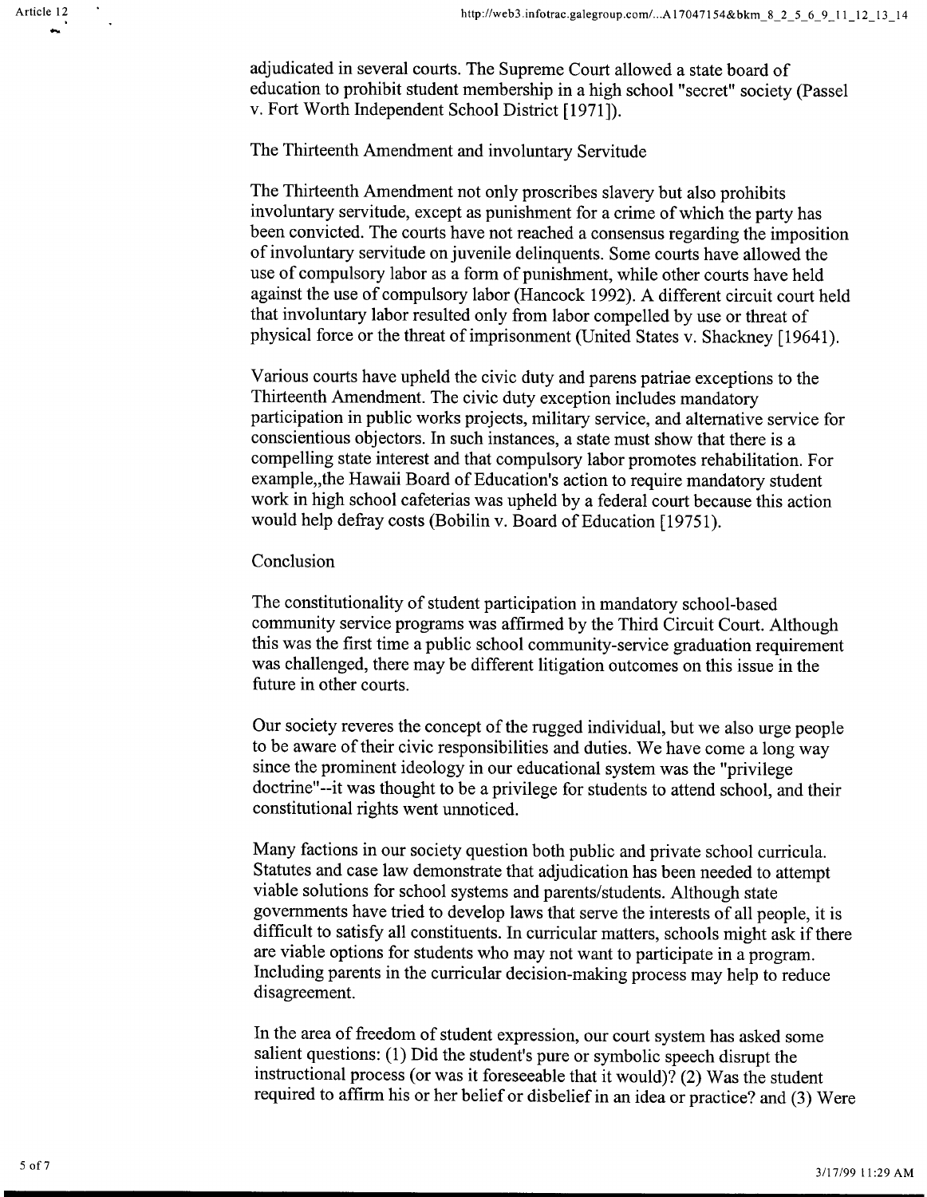adjudicated in several courts. The Supreme Court allowed a state board of education to prohibit student membership in a high school "secret" society (Passel v. Fort Worth Independent School District [1971]).

## The Thirteenth Amendment and involuntary Servitude

The Thirteenth Amendment not only proscribes slavery but also prohibits involuntary servitude, except as punishment for a crime of which the party has been convicted. The courts have not reached a consensus regarding the imposition of involuntary servitude on juvenile delinquents. Some courts have allowed the use of compulsory labor as a form of punishment, while other courts have held against the use of compulsory labor (Hancock 1992). A different circuit court held that involuntary labor resulted only from labor compelled by use or threat of physical force or the threat of imprisonment (United States v. Shackney [19641).

Various courts have upheld the civic duty and parens patriae exceptions to the Thirteenth Amendment. The civic duty exception includes mandatory participation in public works projects, military service, and alternative service for conscientious objectors. In such instances, a state must show that there is a compelling state interest and that compulsory labor promotes rehabilitation. For example,,the Hawaii Board of Education's action to require mandatory student work in high school cafeterias was upheld by a federal court because this action would help defray costs (Bobilin v. Board of Education [19751).

## Conclusion

The constitutionality of student participation in mandatory school-based community service programs was affirmed by the Third Circuit Court. Although this was the first time a public school community-service graduation requirement was challenged, there may be different litigation outcomes on this issue in the future in other courts.

Our society reveres the concept of the rugged individual, but we also urge people to be aware of their civic responsibilities and duties. We have come a long way since the prominent ideology in our educational system was the "privilege doctrine"--it was thought to be a privilege for students to attend school, and their constitutional rights went unnoticed.

Many factions in our society question both public and private school curricula. Statutes and case law demonstrate that adjudication has been needed to attempt viable solutions for school systems and parents/students. Although state governments have tried to develop laws that serve the interests of all people, it is difficult to satisfy all constituents. In curricular matters, schools might ask if there are viable options for students who may not want to participate in a program. Including parents in the curricular decision-making process may help to reduce disagreement.

In the area of freedom of student expression, our court system has asked some salient questions: (1) Did the student's pure or symbolic speech disrupt the instructional process (or was it foreseeable that it would)? (2) Was the student required to affirm his or her belief or disbelief in an idea or practice? and (3) Were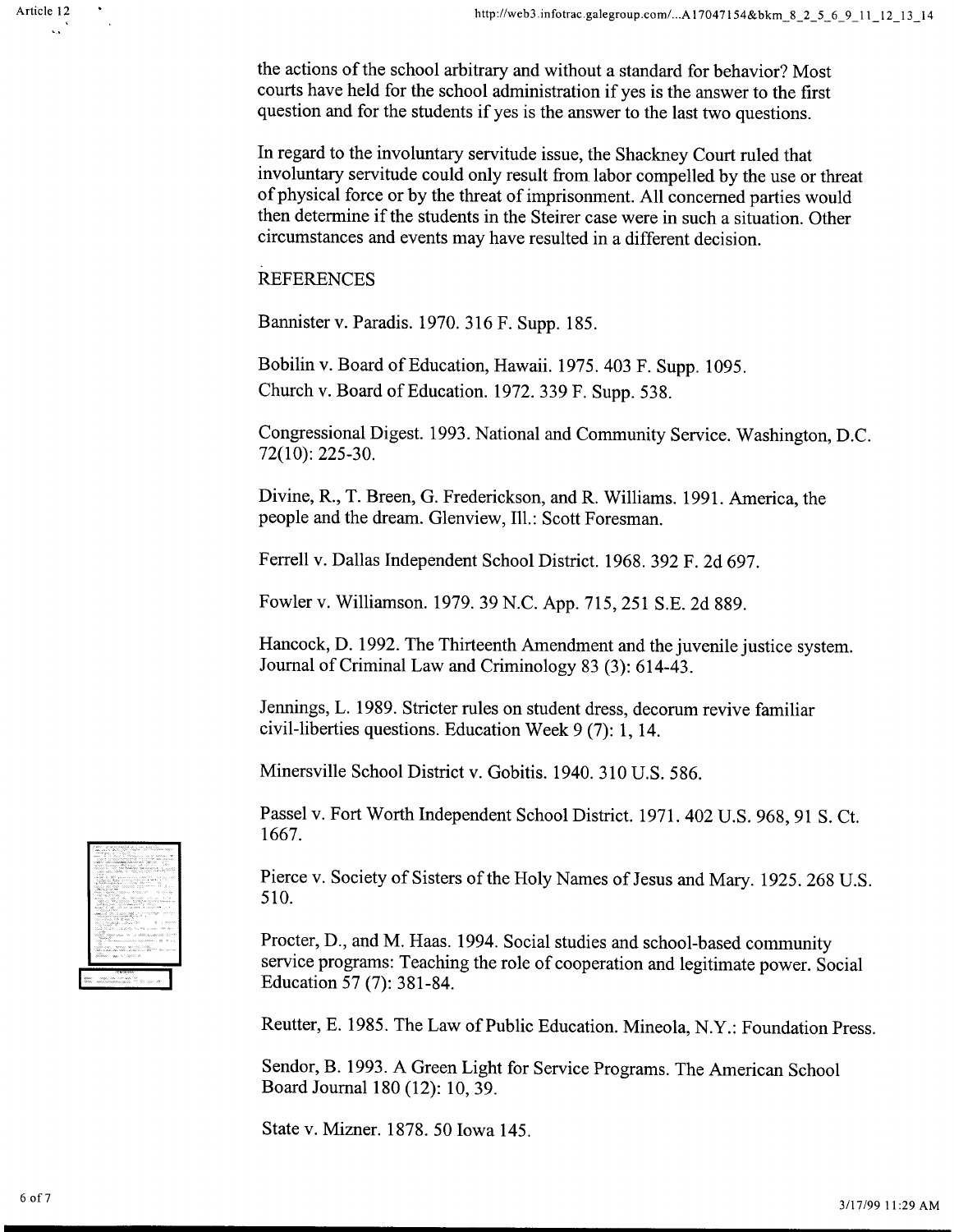the actions of the school arbitrary and without a standard for behavior? Most courts have held for the school administration if yes is the answer to the first question and for the students if yes is the answer to the last two questions.

In regard to the involuntary servitude issue, the Shackney Court ruled that involuntary servitude could only result from labor compelled by the use or threat of physical force or by the threat of imprisonment. All concerned parties would then determine if the students in the Steirer case were in such a situation. Other circumstances and events may have resulted in a different decision.

REFERENCES

Bannister v. Paradis. 1970. 316 F. Supp. 185.

Bobilin v. Board of Education, Hawaii. 1975. 403 F. Supp. 1095.

Church v. Board of Education. 1972. 339 F. Supp. 538.

Congressional Digest. 1993. National and Community Service. Washington, D.C. 72(10): 225-30.

Divine, R., T. Breen, G. Frederickson, and R. Williams. 1991. America, the people and the dream. Glenview, Ill.: Scott Foresman.

Ferrell v. Dallas Independent School District. 1968. 392 F. 2d 697.

Fowler v. Williamson. 1979. 39 N.C. App. 715, 251 S.E. 2d 889.

Hancock, D. 1992. The Thirteenth Amendment and the juvenile justice system. Journal of Criminal Law and Criminology 83 (3): 614-43.

Jennings, L. 1989. Stricter rules on student dress, decorum revive familiar civil-liberties questions. Education Week 9 (7): 1, 14.

Minersville School District v. Gobitis. 1940. 310 U.S. 586.

Passel v. Fort Worth Independent School District. 1971. 402 U.S. 968, 91 S. Ct. 1667.

Pierce v. Society of Sisters of the Holy Names of Jesus and Mary. 1925. 268 U.S. 510.

Procter, D., and M. Haas. 1994. Social studies and school-based community service programs: Teaching the role of cooperation and legitimate power. Social Education 57 (7): 381-84.

Reutter, E. 1985. The Law of Public Education. Mineola, N.Y.: Foundation Press.

Sendor, B. 1993. A Green Light for Service Programs. The American School Board Journal 180 (12): 10, 39.

State v. Mizner. 1878. 50 Iowa 145.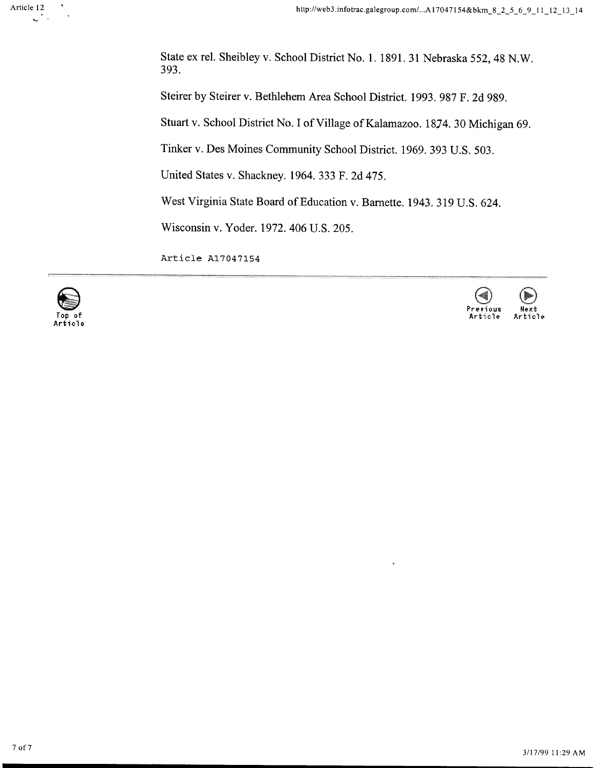State ex rel. Sheibley v. School District No. 1. 1891. 31 Nebraska 552, 48 N.W. 393.

Steirer by Steirer v. Bethlehem Area School District. 1993. 987 F. 2d 989.

Stuart v. School District No. I of Village of Kalamazoo. 1874. 30 Michigan 69.

Tinker v. Des Moines Community School District. 1969. 393 U.S. 503.

United States v. Shackney. 1964. 333 F. 2d 475.

West Virginia State Board of Education v. Barnette. 1943. 319 U.S. 624.

Wisconsin v. Yoder. 1972. 406 U.S. 205.

Article A17047154